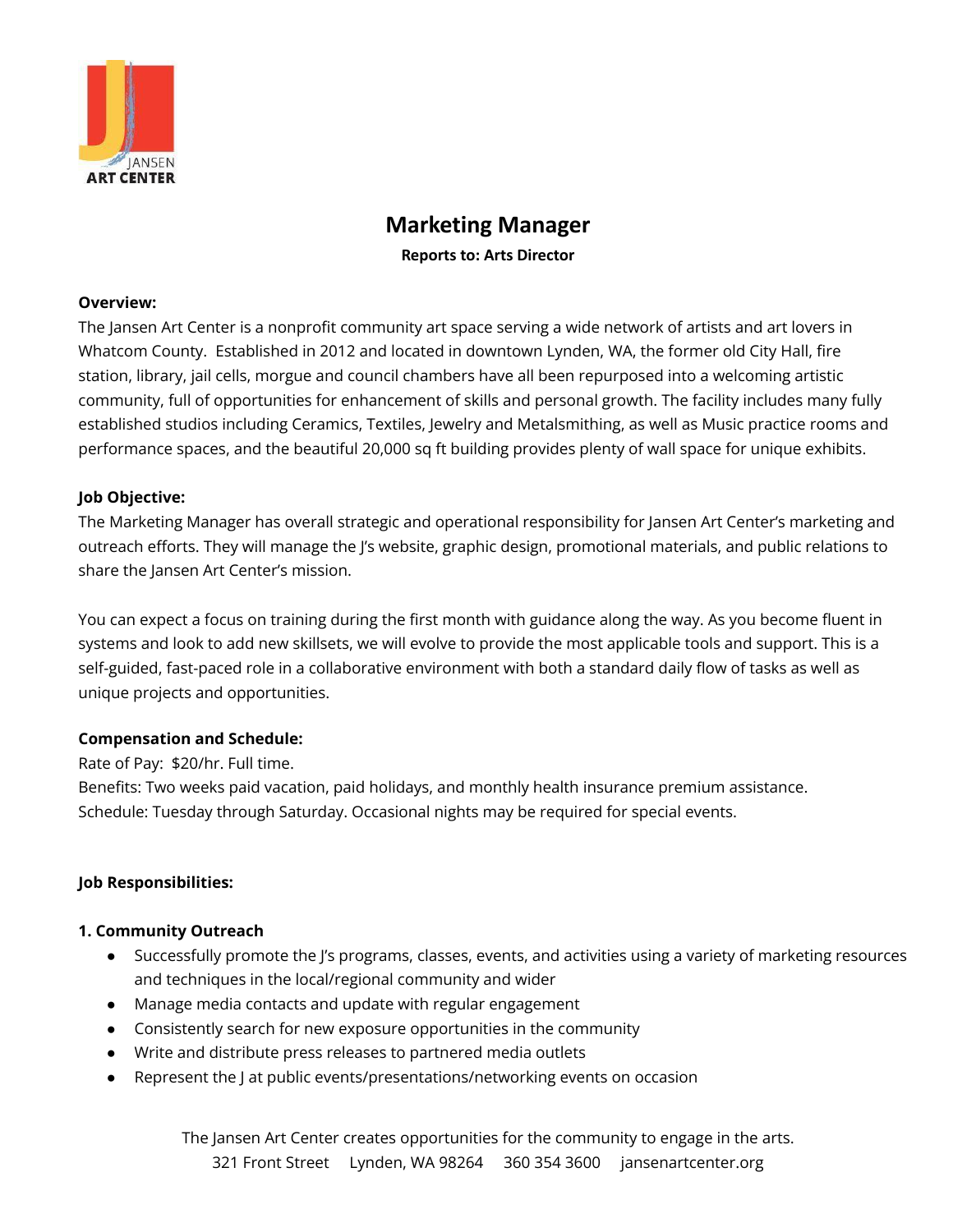# Marketing Manager

**Reports to: Arts Director**

**Overview:**

The Jansen Art Center is a nonprofit community art space serving a wide network of artists and art lovers in Whatcom County. Established in 2012 and located in downtown Lynden, WA, the former old City Hall, fire station, library, jail cells, morgue and council chambers have all been repurposed into a welcoming artistic community, full of opportunities for enhancement of skills and personal growth. The facility includes many fully established studios including Ceramics, Textiles, Jewelry and Metalsmithing, as well as Music practice rooms and performance spaces, and the beautiful 20,000 sq ft building provides plenty of wall space for unique exhibits.

**Job Objective:**

The Marketing Manager has overall strategic and operational responsibility for Jansen Art Center's marketing and outreach efforts. They will manage the J's website, graphic design, promotional materials, and public relations to share the Jansen Art Center's mission.

You can expect a focus on training during the first month with guidance along the way. As you become fluent in systems and look to add new skillsets, we will evolve to provide the most applicable tools and support. This is a self-guided, fast-paced role in a collaborative environment with both a standard daily flow of tasks as well as unique projects and opportunities.

**Compensation and Schedule:**

Rate of Pay: $20/hr. Full time.
Benefits: Two weeks paid vacation, paid holidays, and monthly health insurance premium assistance.
Schedule: Tuesday through Saturday. Occasional nights may be required for special events.

**Job Responsibilities:**

**1. Community Outreach**

- Successfully promote the J's programs, classes, events, and activities using a variety of marketing resources and techniques in the local/regional community and wider
- Manage media contacts and update with regular engagement
- Consistently search for new exposure opportunities in the community
- Write and distribute press releases to partnered media outlets
- Represent the J at public events/presentations/networking events on occasion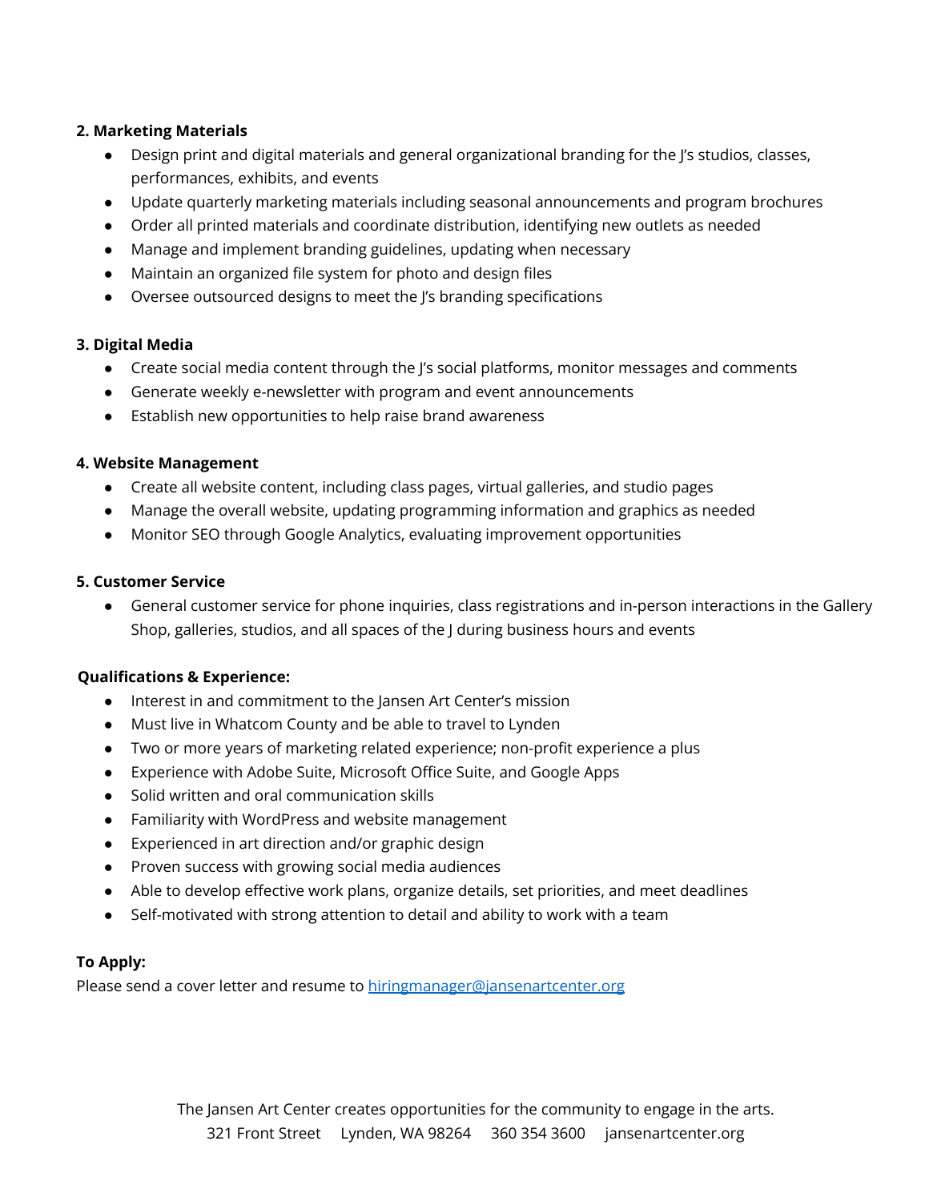**2. Marketing Materials**

- Design print and digital materials and general organizational branding for the J's studios, classes, performances, exhibits, and events
- Update quarterly marketing materials including seasonal announcements and program brochures
- Order all printed materials and coordinate distribution, identifying new outlets as needed
- Manage and implement branding guidelines, updating when necessary
- Maintain an organized file system for photo and design files
- Oversee outsourced designs to meet the J's branding specifications

**3. Digital Media**

- Create social media content through the J's social platforms, monitor messages and comments
- Generate weekly e-newsletter with program and event announcements
- Establish new opportunities to help raise brand awareness

**4. Website Management**

- Create all website content, including class pages, virtual galleries, and studio pages
- Manage the overall website, updating programming information and graphics as needed
- Monitor SEO through Google Analytics, evaluating improvement opportunities

**5. Customer Service**

- General customer service for phone inquiries, class registrations and in-person interactions in the Gallery Shop, galleries, studios, and all spaces of the J during business hours and events

**Qualifications & Experience:**

- Interest in and commitment to the Jansen Art Center's mission
- Must live in Whatcom County and be able to travel to Lynden
- Two or more years of marketing related experience; non-profit experience a plus
- Experience with Adobe Suite, Microsoft Office Suite, and Google Apps
- Solid written and oral communication skills
- Familiarity with WordPress and website management
- Experienced in art direction and/or graphic design
- Proven success with growing social media audiences
- Able to develop effective work plans, organize details, set priorities, and meet deadlines
- Self-motivated with strong attention to detail and ability to work with a team

**To Apply:**

Please send a cover letter and resume to hiringmanager@jansenartcenter.org

The Jansen Art Center creates opportunities for the community to engage in the arts.
321 Front Street Lynden, WA 98264 360 354 3600 jansenartcenter.org